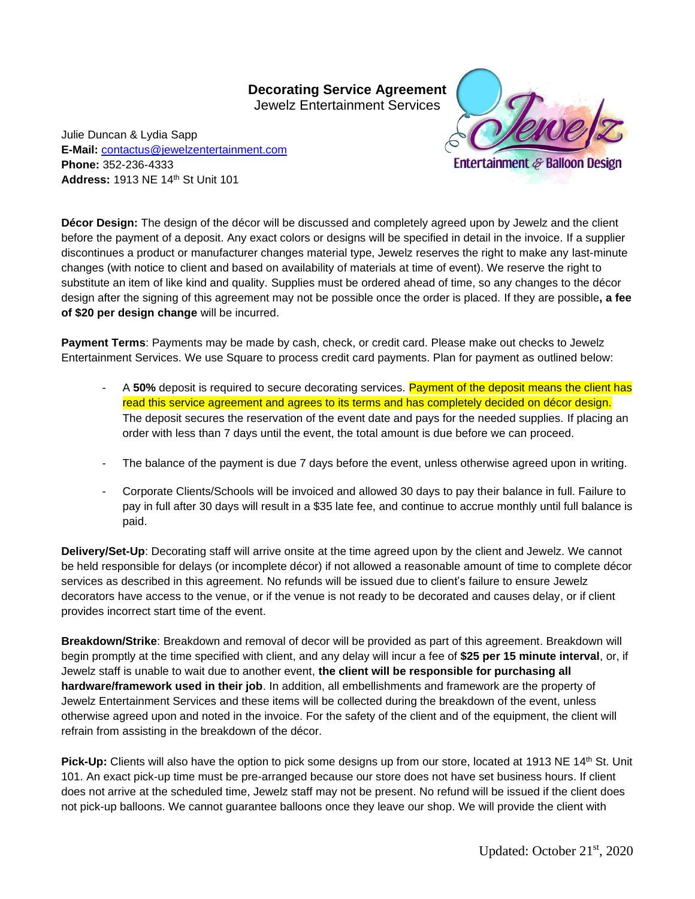# Decorating Service Agreement

Jewelz Entertainment Services

Julie Duncan & Lydia Sapp
**E-Mail:** contactus@jewelzentertainment.com
**Phone:** 352-236-4333
**Address:** 1913 NE 14th St Unit 101

**Décor Design:** The design of the décor will be discussed and completely agreed upon by Jewelz and the client before the payment of a deposit. Any exact colors or designs will be specified in detail in the invoice. If a supplier discontinues a product or manufacturer changes material type, Jewelz reserves the right to make any last-minute changes (with notice to client and based on availability of materials at time of event). We reserve the right to substitute an item of like kind and quality. Supplies must be ordered ahead of time, so any changes to the décor design after the signing of this agreement may not be possible once the order is placed. If they are possible**, a fee of $20 per design change** will be incurred.

**Payment Terms**: Payments may be made by cash, check, or credit card. Please make out checks to Jewelz Entertainment Services. We use Square to process credit card payments. Plan for payment as outlined below:

- A **50%** deposit is required to secure decorating services. Payment of the deposit means the client has read this service agreement and agrees to its terms and has completely decided on décor design. The deposit secures the reservation of the event date and pays for the needed supplies. If placing an order with less than 7 days until the event, the total amount is due before we can proceed.
- The balance of the payment is due 7 days before the event, unless otherwise agreed upon in writing.
- Corporate Clients/Schools will be invoiced and allowed 30 days to pay their balance in full. Failure to pay in full after 30 days will result in a $35 late fee, and continue to accrue monthly until full balance is paid.

**Delivery/Set-Up**: Decorating staff will arrive onsite at the time agreed upon by the client and Jewelz. We cannot be held responsible for delays (or incomplete décor) if not allowed a reasonable amount of time to complete décor services as described in this agreement. No refunds will be issued due to client's failure to ensure Jewelz decorators have access to the venue, or if the venue is not ready to be decorated and causes delay, or if client provides incorrect start time of the event.

**Breakdown/Strike**: Breakdown and removal of decor will be provided as part of this agreement. Breakdown will begin promptly at the time specified with client, and any delay will incur a fee of **$25 per 15 minute interval**, or, if Jewelz staff is unable to wait due to another event, **the client will be responsible for purchasing all hardware/framework used in their job**. In addition, all embellishments and framework are the property of Jewelz Entertainment Services and these items will be collected during the breakdown of the event, unless otherwise agreed upon and noted in the invoice. For the safety of the client and of the equipment, the client will refrain from assisting in the breakdown of the décor.

**Pick-Up:** Clients will also have the option to pick some designs up from our store, located at 1913 NE 14th St. Unit 101. An exact pick-up time must be pre-arranged because our store does not have set business hours. If client does not arrive at the scheduled time, Jewelz staff may not be present. No refund will be issued if the client does not pick-up balloons. We cannot guarantee balloons once they leave our shop. We will provide the client with

Updated: October 21st, 2020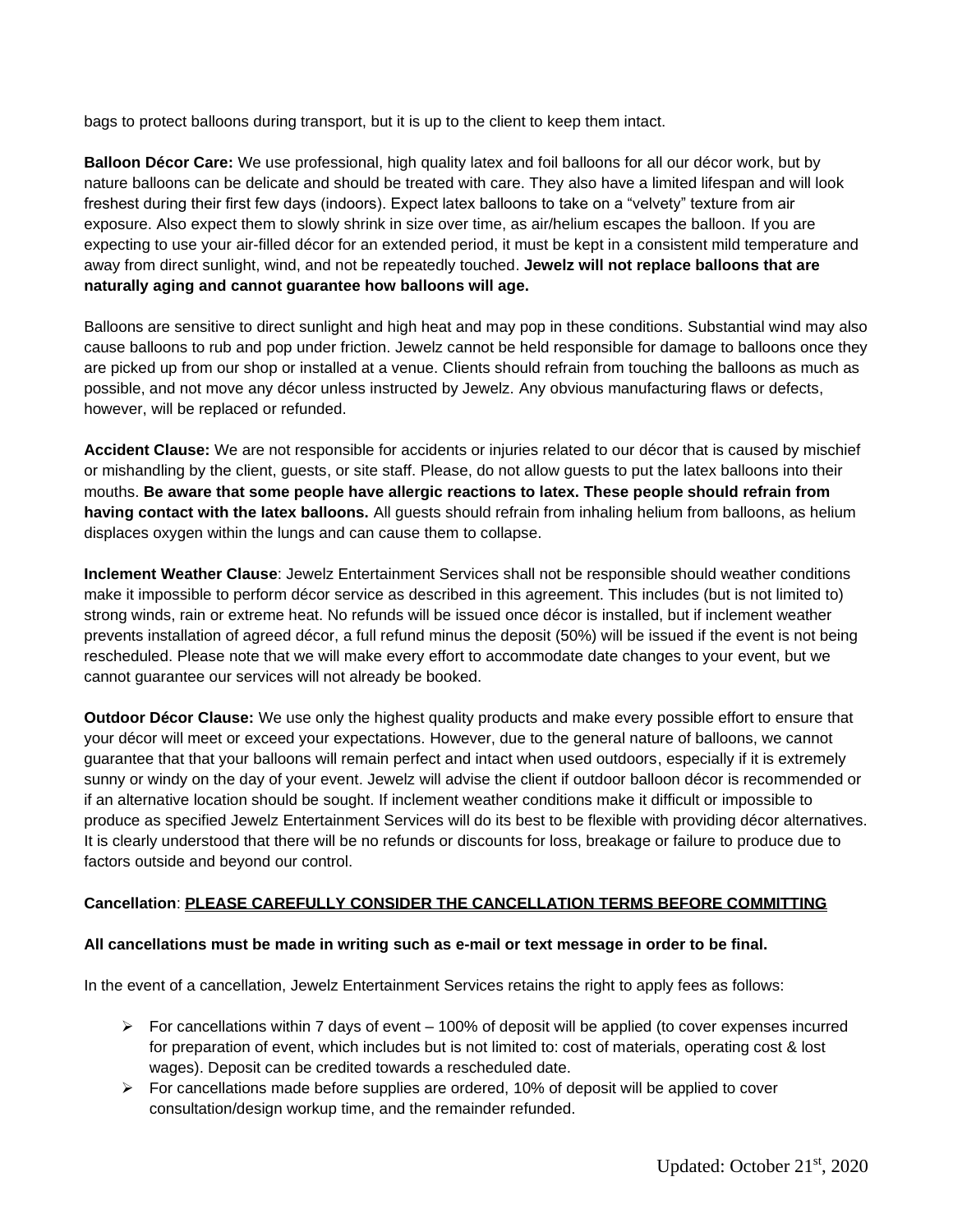bags to protect balloons during transport, but it is up to the client to keep them intact.

**Balloon Décor Care:** We use professional, high quality latex and foil balloons for all our décor work, but by nature balloons can be delicate and should be treated with care. They also have a limited lifespan and will look freshest during their first few days (indoors). Expect latex balloons to take on a "velvety" texture from air exposure. Also expect them to slowly shrink in size over time, as air/helium escapes the balloon. If you are expecting to use your air-filled décor for an extended period, it must be kept in a consistent mild temperature and away from direct sunlight, wind, and not be repeatedly touched. **Jewelz will not replace balloons that are naturally aging and cannot guarantee how balloons will age.**

Balloons are sensitive to direct sunlight and high heat and may pop in these conditions. Substantial wind may also cause balloons to rub and pop under friction. Jewelz cannot be held responsible for damage to balloons once they are picked up from our shop or installed at a venue. Clients should refrain from touching the balloons as much as possible, and not move any décor unless instructed by Jewelz. Any obvious manufacturing flaws or defects, however, will be replaced or refunded.

**Accident Clause:** We are not responsible for accidents or injuries related to our décor that is caused by mischief or mishandling by the client, guests, or site staff. Please, do not allow guests to put the latex balloons into their mouths. **Be aware that some people have allergic reactions to latex. These people should refrain from having contact with the latex balloons.** All guests should refrain from inhaling helium from balloons, as helium displaces oxygen within the lungs and can cause them to collapse.

**Inclement Weather Clause**: Jewelz Entertainment Services shall not be responsible should weather conditions make it impossible to perform décor service as described in this agreement. This includes (but is not limited to) strong winds, rain or extreme heat. No refunds will be issued once décor is installed, but if inclement weather prevents installation of agreed décor, a full refund minus the deposit (50%) will be issued if the event is not being rescheduled. Please note that we will make every effort to accommodate date changes to your event, but we cannot guarantee our services will not already be booked.

**Outdoor Décor Clause:** We use only the highest quality products and make every possible effort to ensure that your décor will meet or exceed your expectations. However, due to the general nature of balloons, we cannot guarantee that that your balloons will remain perfect and intact when used outdoors, especially if it is extremely sunny or windy on the day of your event. Jewelz will advise the client if outdoor balloon décor is recommended or if an alternative location should be sought. If inclement weather conditions make it difficult or impossible to produce as specified Jewelz Entertainment Services will do its best to be flexible with providing décor alternatives. It is clearly understood that there will be no refunds or discounts for loss, breakage or failure to produce due to factors outside and beyond our control.

**Cancellation**: **<u>PLEASE CAREFULLY CONSIDER THE CANCELLATION TERMS BEFORE COMMITTING</u>**

**All cancellations must be made in writing such as e-mail or text message in order to be final.**

In the event of a cancellation, Jewelz Entertainment Services retains the right to apply fees as follows:

- For cancellations within 7 days of event – 100% of deposit will be applied (to cover expenses incurred for preparation of event, which includes but is not limited to: cost of materials, operating cost & lost wages). Deposit can be credited towards a rescheduled date.
- For cancellations made before supplies are ordered, 10% of deposit will be applied to cover consultation/design workup time, and the remainder refunded.

Updated: October 21st, 2020